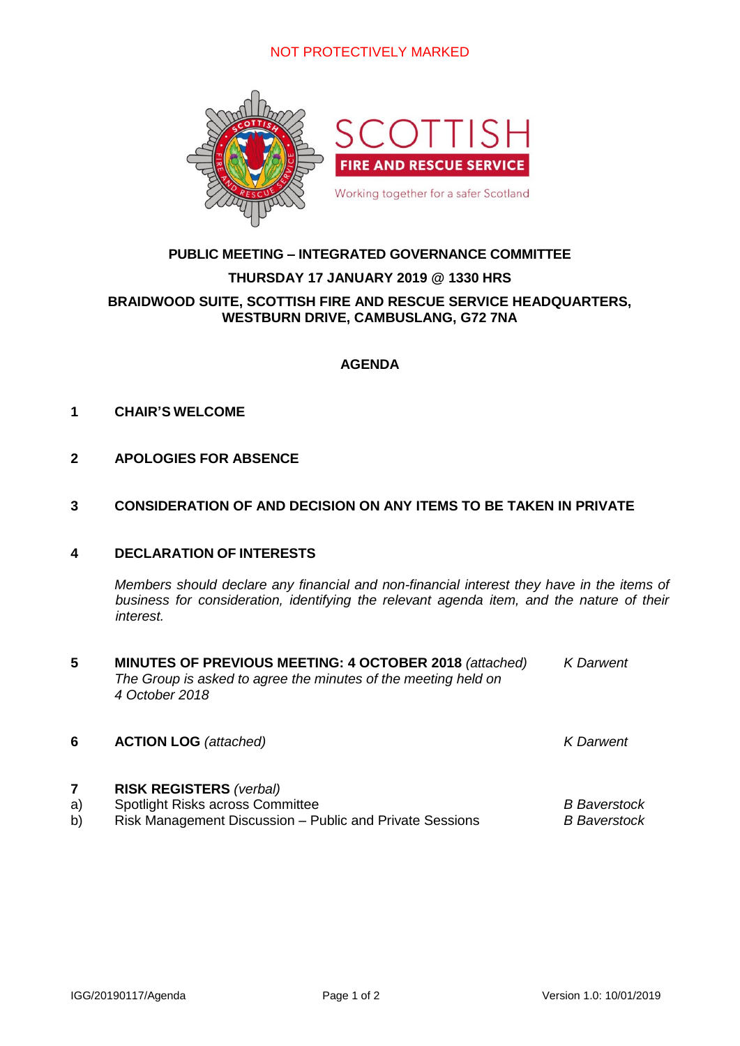NOT PROTECTIVELY MARKED

**SCOTTISH FIRE AND RESCUE SERVICE**

Working together for a safer Scotland

# PUBLIC MEETING – INTEGRATED GOVERNANCE COMMITTEE

## THURSDAY 17 JANUARY 2019 @ 1330 HRS

## BRAIDWOOD SUITE, SCOTTISH FIRE AND RESCUE SERVICE HEADQUARTERS, WESTBURN DRIVE, CAMBUSLANG, G72 7NA

## AGENDA

**1 CHAIR'S WELCOME**

**2 APOLOGIES FOR ABSENCE**

**3 CONSIDERATION OF AND DECISION ON ANY ITEMS TO BE TAKEN IN PRIVATE**

**4 DECLARATION OF INTERESTS**

*Members should declare any financial and non-financial interest they have in the items of business for consideration, identifying the relevant agenda item, and the nature of their interest.*

**5 MINUTES OF PREVIOUS MEETING: 4 OCTOBER 2018** *(attached)* — *K Darwent*
*The Group is asked to agree the minutes of the meeting held on 4 October 2018*

**6 ACTION LOG** *(attached)* — *K Darwent*

**7 RISK REGISTERS** *(verbal)*
a) Spotlight Risks across Committee — *B Baverstock*
b) Risk Management Discussion – Public and Private Sessions — *B Baverstock*

IGG/20190117/Agenda — Version 1.0: 10/01/2019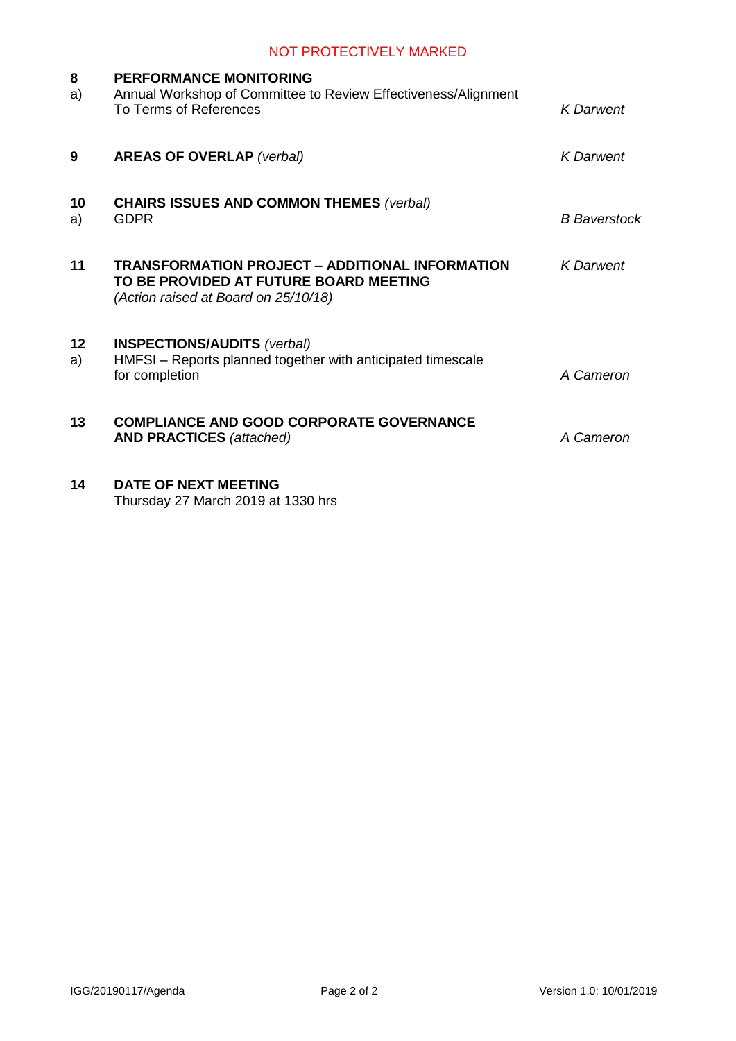NOT PROTECTIVELY MARKED

| | | |
|---|---|---|
| **8** | **PERFORMANCE MONITORING** | |
| a) | Annual Workshop of Committee to Review Effectiveness/Alignment To Terms of References | *K Darwent* |
| **9** | **AREAS OF OVERLAP** *(verbal)* | *K Darwent* |
| **10** | **CHAIRS ISSUES AND COMMON THEMES** *(verbal)* | |
| a) | GDPR | *B Baverstock* |
| **11** | **TRANSFORMATION PROJECT – ADDITIONAL INFORMATION TO BE PROVIDED AT FUTURE BOARD MEETING** *(Action raised at Board on 25/10/18)* | *K Darwent* |
| **12** | **INSPECTIONS/AUDITS** *(verbal)* | |
| a) | HMFSI – Reports planned together with anticipated timescale for completion | *A Cameron* |
| **13** | **COMPLIANCE AND GOOD CORPORATE GOVERNANCE AND PRACTICES** *(attached)* | *A Cameron* |
| **14** | **DATE OF NEXT MEETING** Thursday 27 March 2019 at 1330 hrs | |

IGG/20190117/Agenda

Version 1.0: 10/01/2019